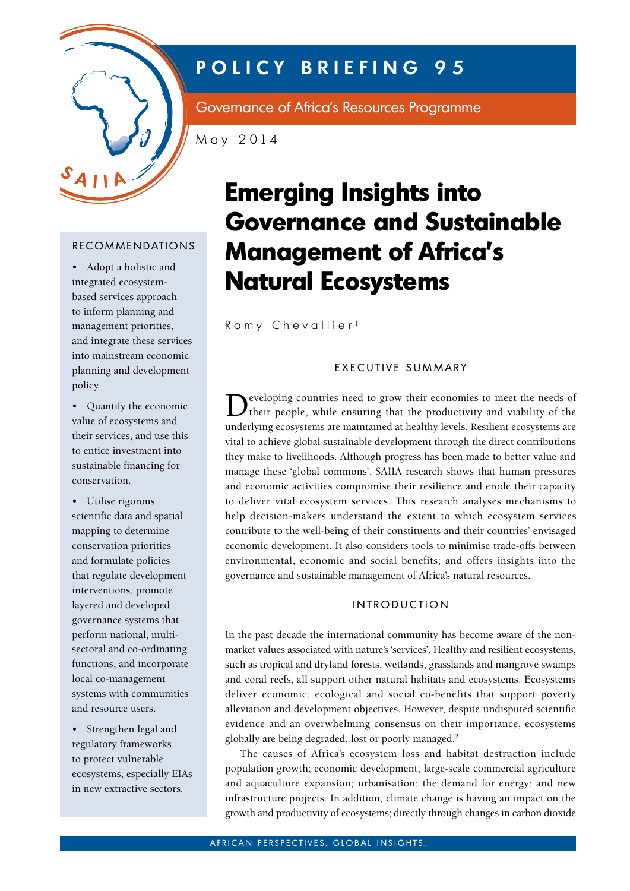# POLICY BRIEFING 95

Governance of Africa's Resources Programme

May 2014

# Emerging Insights into Governance and Sustainable Management of Africa's Natural Ecosystems

Romy Chevallier[1]

## RECOMMENDATIONS

- Adopt a holistic and integrated ecosystem-based services approach to inform planning and management priorities, and integrate these services into mainstream economic planning and development policy.
- Quantify the economic value of ecosystems and their services, and use this to entice investment into sustainable financing for conservation.
- Utilise rigorous scientific data and spatial mapping to determine conservation priorities and formulate policies that regulate development interventions, promote layered and developed governance systems that perform national, multi-sectoral and co-ordinating functions, and incorporate local co-management systems with communities and resource users.
- Strengthen legal and regulatory frameworks to protect vulnerable ecosystems, especially EIAs in new extractive sectors.

## EXECUTIVE SUMMARY

Developing countries need to grow their economies to meet the needs of their people, while ensuring that the productivity and viability of the underlying ecosystems are maintained at healthy levels. Resilient ecosystems are vital to achieve global sustainable development through the direct contributions they make to livelihoods. Although progress has been made to better value and manage these 'global commons', SAIIA research shows that human pressures and economic activities compromise their resilience and erode their capacity to deliver vital ecosystem services. This research analyses mechanisms to help decision-makers understand the extent to which ecosystem services contribute to the well-being of their constituents and their countries' envisaged economic development. It also considers tools to minimise trade-offs between environmental, economic and social benefits; and offers insights into the governance and sustainable management of Africa's natural resources.

## INTRODUCTION

In the past decade the international community has become aware of the non-market values associated with nature's 'services'. Healthy and resilient ecosystems, such as tropical and dryland forests, wetlands, grasslands and mangrove swamps and coral reefs, all support other natural habitats and ecosystems. Ecosystems deliver economic, ecological and social co-benefits that support poverty alleviation and development objectives. However, despite undisputed scientific evidence and an overwhelming consensus on their importance, ecosystems globally are being degraded, lost or poorly managed.[2]

The causes of Africa's ecosystem loss and habitat destruction include population growth; economic development; large-scale commercial agriculture and aquaculture expansion; urbanisation; the demand for energy; and new infrastructure projects. In addition, climate change is having an impact on the growth and productivity of ecosystems; directly through changes in carbon dioxide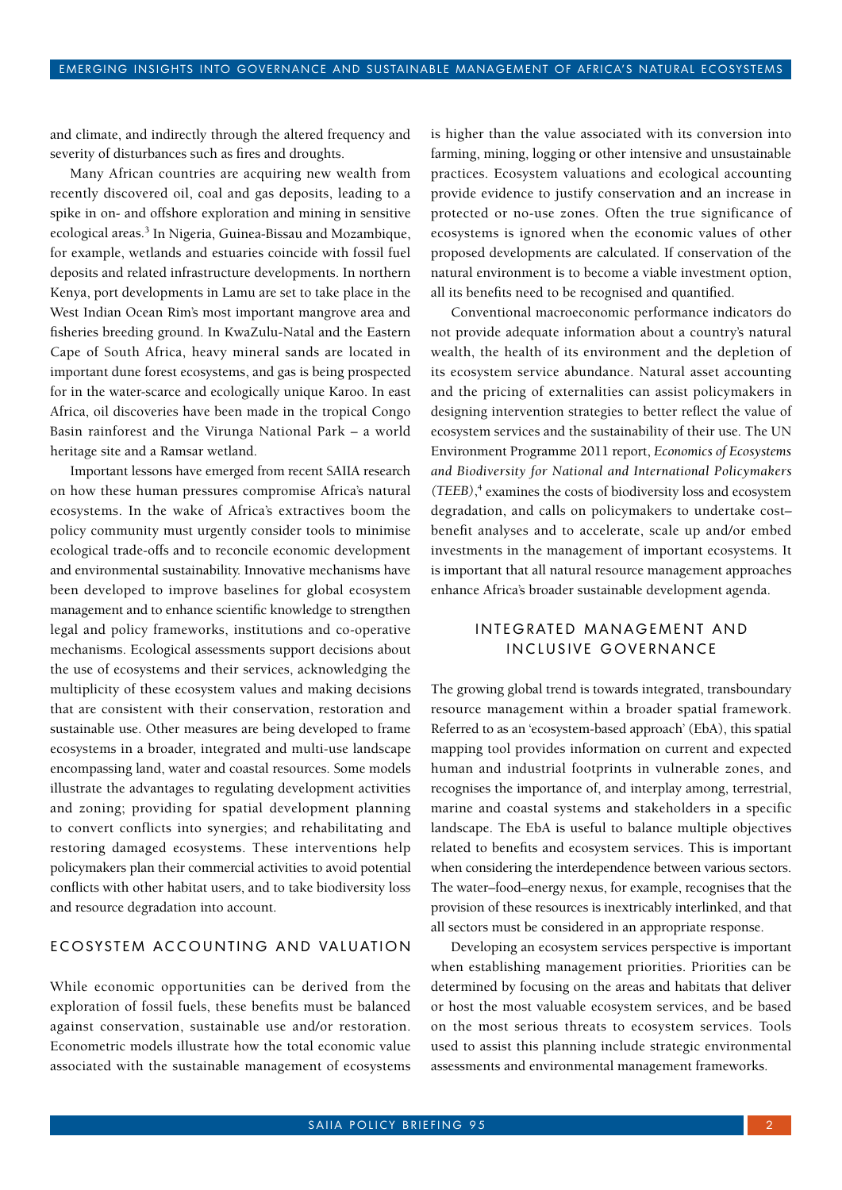and climate, and indirectly through the altered frequency and severity of disturbances such as fires and droughts.

Many African countries are acquiring new wealth from recently discovered oil, coal and gas deposits, leading to a spike in on- and offshore exploration and mining in sensitive ecological areas.[3] In Nigeria, Guinea-Bissau and Mozambique, for example, wetlands and estuaries coincide with fossil fuel deposits and related infrastructure developments. In northern Kenya, port developments in Lamu are set to take place in the West Indian Ocean Rim's most important mangrove area and fisheries breeding ground. In KwaZulu-Natal and the Eastern Cape of South Africa, heavy mineral sands are located in important dune forest ecosystems, and gas is being prospected for in the water-scarce and ecologically unique Karoo. In east Africa, oil discoveries have been made in the tropical Congo Basin rainforest and the Virunga National Park – a world heritage site and a Ramsar wetland.

Important lessons have emerged from recent SAIIA research on how these human pressures compromise Africa's natural ecosystems. In the wake of Africa's extractives boom the policy community must urgently consider tools to minimise ecological trade-offs and to reconcile economic development and environmental sustainability. Innovative mechanisms have been developed to improve baselines for global ecosystem management and to enhance scientific knowledge to strengthen legal and policy frameworks, institutions and co-operative mechanisms. Ecological assessments support decisions about the use of ecosystems and their services, acknowledging the multiplicity of these ecosystem values and making decisions that are consistent with their conservation, restoration and sustainable use. Other measures are being developed to frame ecosystems in a broader, integrated and multi-use landscape encompassing land, water and coastal resources. Some models illustrate the advantages to regulating development activities and zoning; providing for spatial development planning to convert conflicts into synergies; and rehabilitating and restoring damaged ecosystems. These interventions help policymakers plan their commercial activities to avoid potential conflicts with other habitat users, and to take biodiversity loss and resource degradation into account.

## ECOSYSTEM ACCOUNTING AND VALUATION

While economic opportunities can be derived from the exploration of fossil fuels, these benefits must be balanced against conservation, sustainable use and/or restoration. Econometric models illustrate how the total economic value associated with the sustainable management of ecosystems is higher than the value associated with its conversion into farming, mining, logging or other intensive and unsustainable practices. Ecosystem valuations and ecological accounting provide evidence to justify conservation and an increase in protected or no-use zones. Often the true significance of ecosystems is ignored when the economic values of other proposed developments are calculated. If conservation of the natural environment is to become a viable investment option, all its benefits need to be recognised and quantified.

Conventional macroeconomic performance indicators do not provide adequate information about a country's natural wealth, the health of its environment and the depletion of its ecosystem service abundance. Natural asset accounting and the pricing of externalities can assist policymakers in designing intervention strategies to better reflect the value of ecosystem services and the sustainability of their use. The UN Environment Programme 2011 report, *Economics of Ecosystems and Biodiversity for National and International Policymakers (TEEB)*,[4] examines the costs of biodiversity loss and ecosystem degradation, and calls on policymakers to undertake cost–benefit analyses and to accelerate, scale up and/or embed investments in the management of important ecosystems. It is important that all natural resource management approaches enhance Africa's broader sustainable development agenda.

## INTEGRATED MANAGEMENT AND INCLUSIVE GOVERNANCE

The growing global trend is towards integrated, transboundary resource management within a broader spatial framework. Referred to as an 'ecosystem-based approach' (EbA), this spatial mapping tool provides information on current and expected human and industrial footprints in vulnerable zones, and recognises the importance of, and interplay among, terrestrial, marine and coastal systems and stakeholders in a specific landscape. The EbA is useful to balance multiple objectives related to benefits and ecosystem services. This is important when considering the interdependence between various sectors. The water–food–energy nexus, for example, recognises that the provision of these resources is inextricably interlinked, and that all sectors must be considered in an appropriate response.

Developing an ecosystem services perspective is important when establishing management priorities. Priorities can be determined by focusing on the areas and habitats that deliver or host the most valuable ecosystem services, and be based on the most serious threats to ecosystem services. Tools used to assist this planning include strategic environmental assessments and environmental management frameworks.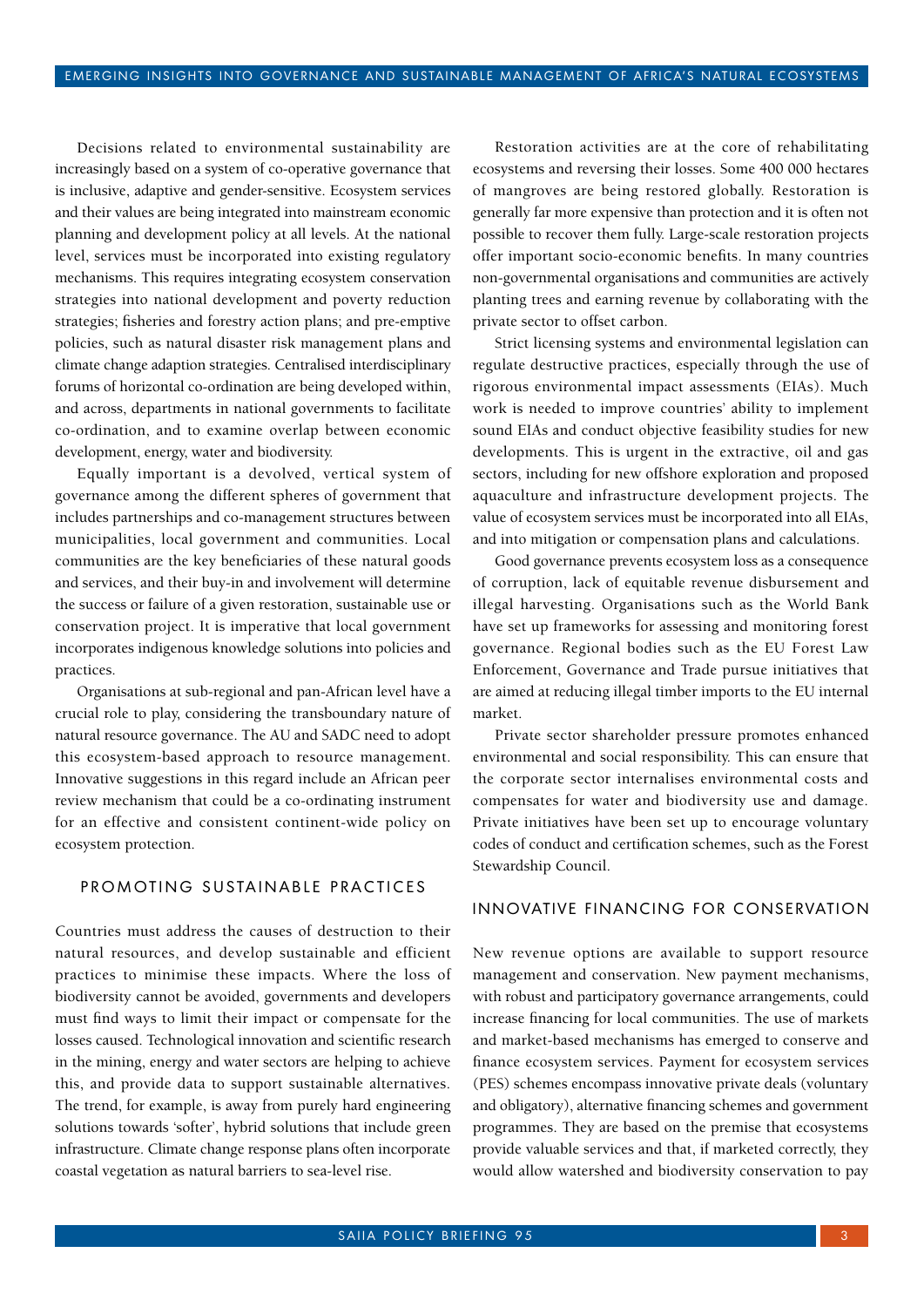Decisions related to environmental sustainability are increasingly based on a system of co-operative governance that is inclusive, adaptive and gender-sensitive. Ecosystem services and their values are being integrated into mainstream economic planning and development policy at all levels. At the national level, services must be incorporated into existing regulatory mechanisms. This requires integrating ecosystem conservation strategies into national development and poverty reduction strategies; fisheries and forestry action plans; and pre-emptive policies, such as natural disaster risk management plans and climate change adaption strategies. Centralised interdisciplinary forums of horizontal co-ordination are being developed within, and across, departments in national governments to facilitate co-ordination, and to examine overlap between economic development, energy, water and biodiversity.

Equally important is a devolved, vertical system of governance among the different spheres of government that includes partnerships and co-management structures between municipalities, local government and communities. Local communities are the key beneficiaries of these natural goods and services, and their buy-in and involvement will determine the success or failure of a given restoration, sustainable use or conservation project. It is imperative that local government incorporates indigenous knowledge solutions into policies and practices.

Organisations at sub-regional and pan-African level have a crucial role to play, considering the transboundary nature of natural resource governance. The AU and SADC need to adopt this ecosystem-based approach to resource management. Innovative suggestions in this regard include an African peer review mechanism that could be a co-ordinating instrument for an effective and consistent continent-wide policy on ecosystem protection.

## PROMOTING SUSTAINABLE PRACTICES

Countries must address the causes of destruction to their natural resources, and develop sustainable and efficient practices to minimise these impacts. Where the loss of biodiversity cannot be avoided, governments and developers must find ways to limit their impact or compensate for the losses caused. Technological innovation and scientific research in the mining, energy and water sectors are helping to achieve this, and provide data to support sustainable alternatives. The trend, for example, is away from purely hard engineering solutions towards 'softer', hybrid solutions that include green infrastructure. Climate change response plans often incorporate coastal vegetation as natural barriers to sea-level rise.

Restoration activities are at the core of rehabilitating ecosystems and reversing their losses. Some 400 000 hectares of mangroves are being restored globally. Restoration is generally far more expensive than protection and it is often not possible to recover them fully. Large-scale restoration projects offer important socio-economic benefits. In many countries non-governmental organisations and communities are actively planting trees and earning revenue by collaborating with the private sector to offset carbon.

Strict licensing systems and environmental legislation can regulate destructive practices, especially through the use of rigorous environmental impact assessments (EIAs). Much work is needed to improve countries' ability to implement sound EIAs and conduct objective feasibility studies for new developments. This is urgent in the extractive, oil and gas sectors, including for new offshore exploration and proposed aquaculture and infrastructure development projects. The value of ecosystem services must be incorporated into all EIAs, and into mitigation or compensation plans and calculations.

Good governance prevents ecosystem loss as a consequence of corruption, lack of equitable revenue disbursement and illegal harvesting. Organisations such as the World Bank have set up frameworks for assessing and monitoring forest governance. Regional bodies such as the EU Forest Law Enforcement, Governance and Trade pursue initiatives that are aimed at reducing illegal timber imports to the EU internal market.

Private sector shareholder pressure promotes enhanced environmental and social responsibility. This can ensure that the corporate sector internalises environmental costs and compensates for water and biodiversity use and damage. Private initiatives have been set up to encourage voluntary codes of conduct and certification schemes, such as the Forest Stewardship Council.

## INNOVATIVE FINANCING FOR CONSERVATION

New revenue options are available to support resource management and conservation. New payment mechanisms, with robust and participatory governance arrangements, could increase financing for local communities. The use of markets and market-based mechanisms has emerged to conserve and finance ecosystem services. Payment for ecosystem services (PES) schemes encompass innovative private deals (voluntary and obligatory), alternative financing schemes and government programmes. They are based on the premise that ecosystems provide valuable services and that, if marketed correctly, they would allow watershed and biodiversity conservation to pay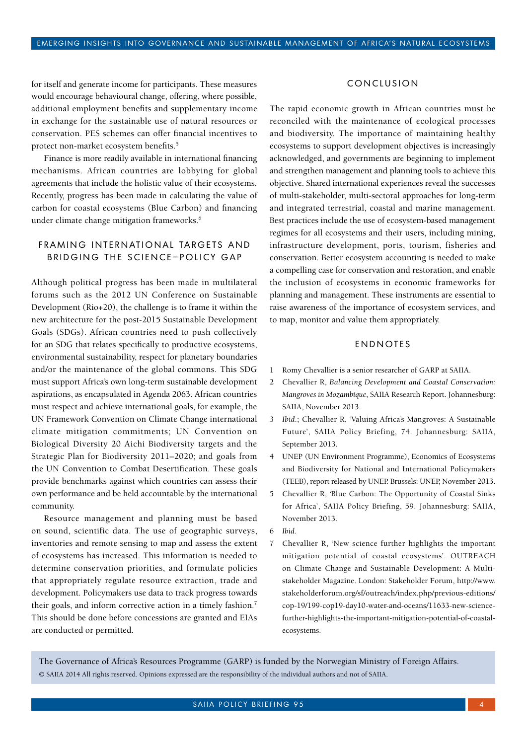for itself and generate income for participants. These measures would encourage behavioural change, offering, where possible, additional employment benefits and supplementary income in exchange for the sustainable use of natural resources or conservation. PES schemes can offer financial incentives to protect non-market ecosystem benefits.[5]

Finance is more readily available in international financing mechanisms. African countries are lobbying for global agreements that include the holistic value of their ecosystems. Recently, progress has been made in calculating the value of carbon for coastal ecosystems (Blue Carbon) and financing under climate change mitigation frameworks.[6]

## FRAMING INTERNATIONAL TARGETS AND BRIDGING THE SCIENCE–POLICY GAP

Although political progress has been made in multilateral forums such as the 2012 UN Conference on Sustainable Development (Rio+20), the challenge is to frame it within the new architecture for the post-2015 Sustainable Development Goals (SDGs). African countries need to push collectively for an SDG that relates specifically to productive ecosystems, environmental sustainability, respect for planetary boundaries and/or the maintenance of the global commons. This SDG must support Africa's own long-term sustainable development aspirations, as encapsulated in Agenda 2063. African countries must respect and achieve international goals, for example, the UN Framework Convention on Climate Change international climate mitigation commitments; UN Convention on Biological Diversity 20 Aichi Biodiversity targets and the Strategic Plan for Biodiversity 2011–2020; and goals from the UN Convention to Combat Desertification. These goals provide benchmarks against which countries can assess their own performance and be held accountable by the international community.

Resource management and planning must be based on sound, scientific data. The use of geographic surveys, inventories and remote sensing to map and assess the extent of ecosystems has increased. This information is needed to determine conservation priorities, and formulate policies that appropriately regulate resource extraction, trade and development. Policymakers use data to track progress towards their goals, and inform corrective action in a timely fashion.[7] This should be done before concessions are granted and EIAs are conducted or permitted.

## CONCLUSION

The rapid economic growth in African countries must be reconciled with the maintenance of ecological processes and biodiversity. The importance of maintaining healthy ecosystems to support development objectives is increasingly acknowledged, and governments are beginning to implement and strengthen management and planning tools to achieve this objective. Shared international experiences reveal the successes of multi-stakeholder, multi-sectoral approaches for long-term and integrated terrestrial, coastal and marine management. Best practices include the use of ecosystem-based management regimes for all ecosystems and their users, including mining, infrastructure development, ports, tourism, fisheries and conservation. Better ecosystem accounting is needed to make a compelling case for conservation and restoration, and enable the inclusion of ecosystems in economic frameworks for planning and management. These instruments are essential to raise awareness of the importance of ecosystem services, and to map, monitor and value them appropriately.

## ENDNOTES

1. Romy Chevallier is a senior researcher of GARP at SAIIA.
2. Chevallier R, *Balancing Development and Coastal Conservation: Mangroves in Mozambique*, SAIIA Research Report. Johannesburg: SAIIA, November 2013.
3. *Ibid*.; Chevallier R, 'Valuing Africa's Mangroves: A Sustainable Future', SAIIA Policy Briefing, 74. Johannesburg: SAIIA, September 2013.
4. UNEP (UN Environment Programme), Economics of Ecosystems and Biodiversity for National and International Policymakers (TEEB), report released by UNEP. Brussels: UNEP, November 2013.
5. Chevallier R, 'Blue Carbon: The Opportunity of Coastal Sinks for Africa', SAIIA Policy Briefing, 59. Johannesburg: SAIIA, November 2013.
6. *Ibid*.
7. Chevallier R, 'New science further highlights the important mitigation potential of coastal ecosystems'. OUTREACH on Climate Change and Sustainable Development: A Multi-stakeholder Magazine. London: Stakeholder Forum, http://www.stakeholderforum.org/sf/outreach/index.php/previous-editions/cop-19/199-cop19-day10-water-and-oceans/11633-new-science-further-highlights-the-important-mitigation-potential-of-coastal-ecosystems.

The Governance of Africa's Resources Programme (GARP) is funded by the Norwegian Ministry of Foreign Affairs.

© SAIIA 2014 All rights reserved. Opinions expressed are the responsibility of the individual authors and not of SAIIA.